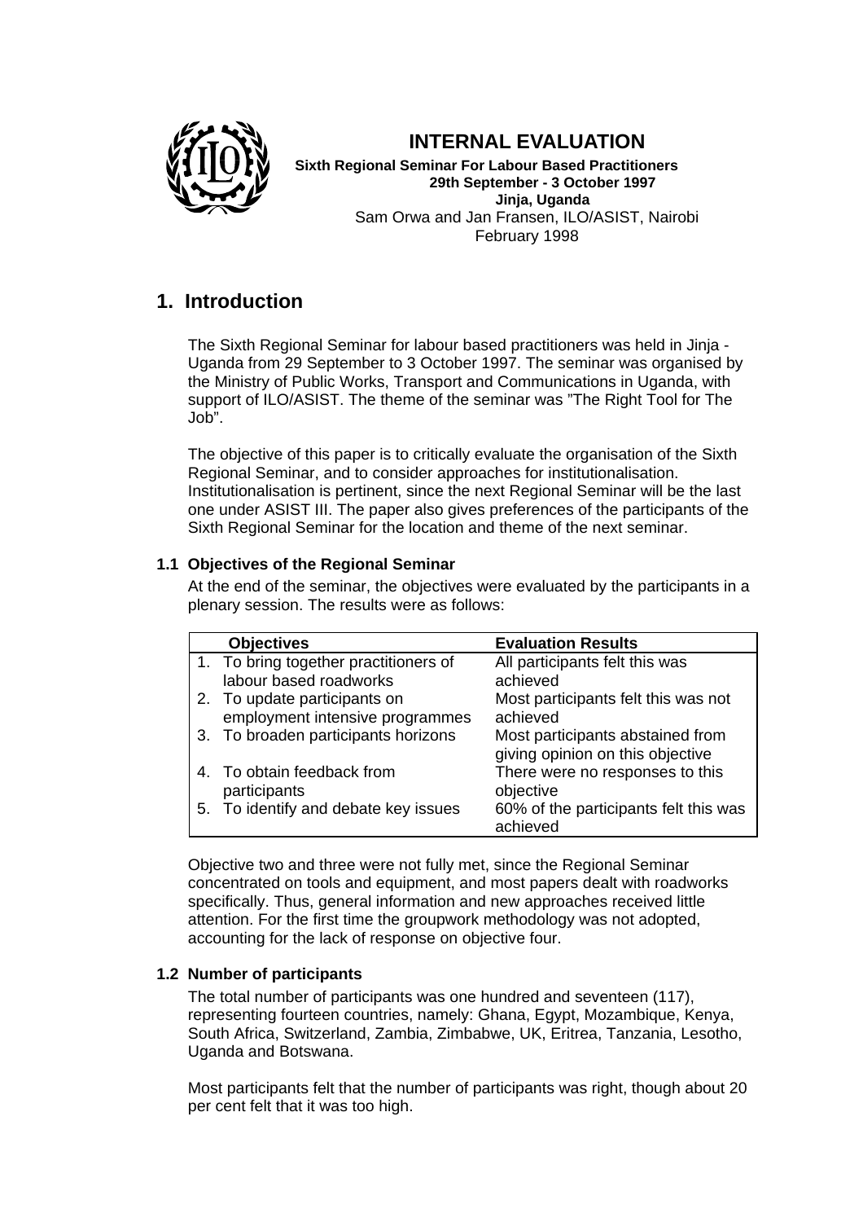# INTERNAL EVALUATION

**Sixth Regional Seminar For Labour Based Practitioners**
**29th September - 3 October 1997**
**Jinja, Uganda**
Sam Orwa and Jan Fransen, ILO/ASIST, Nairobi
February 1998

## 1. Introduction

The Sixth Regional Seminar for labour based practitioners was held in Jinja - Uganda from 29 September to 3 October 1997. The seminar was organised by the Ministry of Public Works, Transport and Communications in Uganda, with support of ILO/ASIST. The theme of the seminar was "The Right Tool for The Job".

The objective of this paper is to critically evaluate the organisation of the Sixth Regional Seminar, and to consider approaches for institutionalisation. Institutionalisation is pertinent, since the next Regional Seminar will be the last one under ASIST III. The paper also gives preferences of the participants of the Sixth Regional Seminar for the location and theme of the next seminar.

### 1.1 Objectives of the Regional Seminar

At the end of the seminar, the objectives were evaluated by the participants in a plenary session. The results were as follows:

| Objectives | Evaluation Results |
|---|---|
| 1. To bring together practitioners of labour based roadworks | All participants felt this was achieved |
| 2. To update participants on employment intensive programmes | Most participants felt this was not achieved |
| 3. To broaden participants horizons | Most participants abstained from giving opinion on this objective |
| 4. To obtain feedback from participants | There were no responses to this objective |
| 5. To identify and debate key issues | 60% of the participants felt this was achieved |

Objective two and three were not fully met, since the Regional Seminar concentrated on tools and equipment, and most papers dealt with roadworks specifically. Thus, general information and new approaches received little attention. For the first time the groupwork methodology was not adopted, accounting for the lack of response on objective four.

### 1.2 Number of participants

The total number of participants was one hundred and seventeen (117), representing fourteen countries, namely: Ghana, Egypt, Mozambique, Kenya, South Africa, Switzerland, Zambia, Zimbabwe, UK, Eritrea, Tanzania, Lesotho, Uganda and Botswana.

Most participants felt that the number of participants was right, though about 20 per cent felt that it was too high.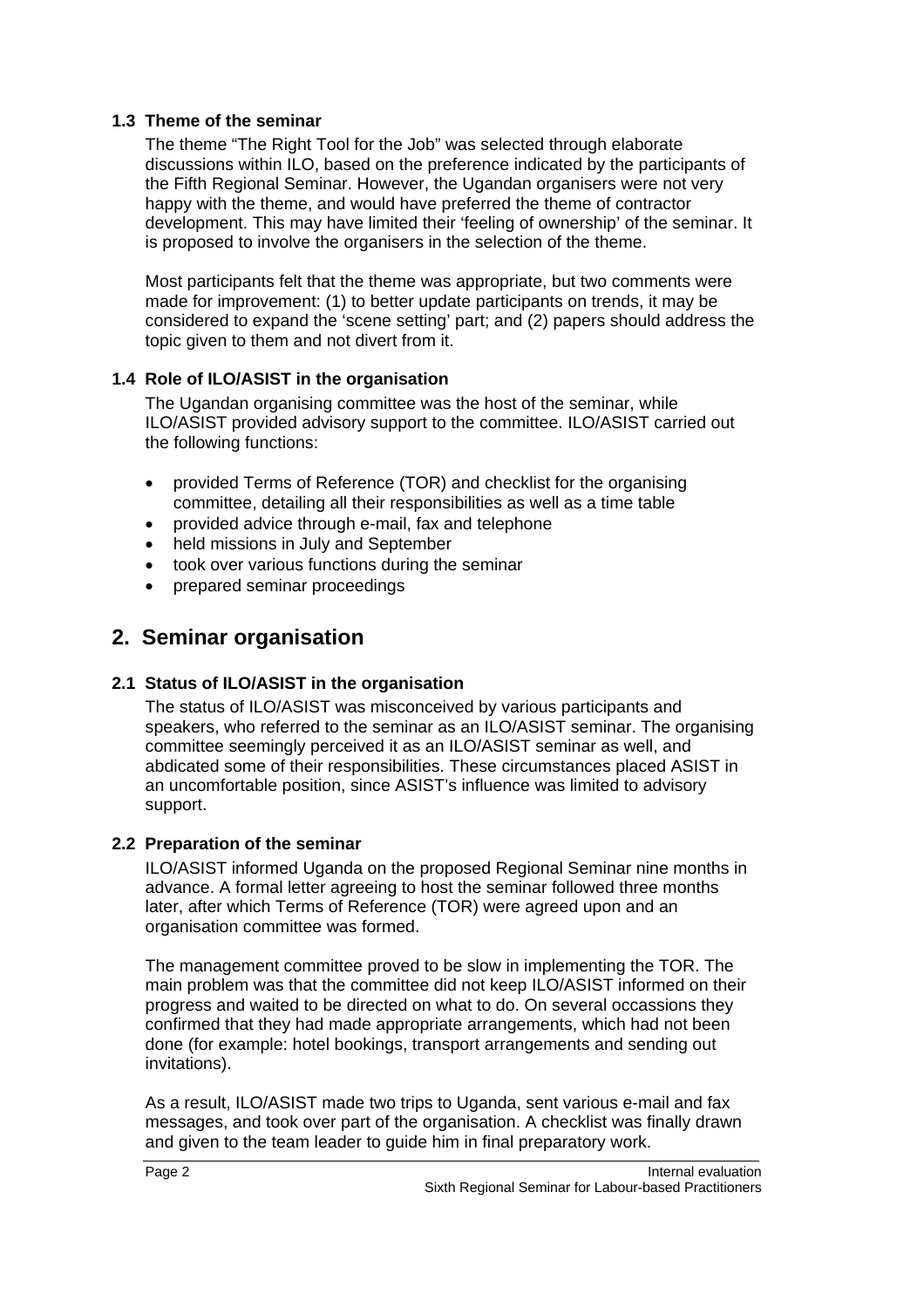### 1.3 Theme of the seminar

The theme "The Right Tool for the Job" was selected through elaborate discussions within ILO, based on the preference indicated by the participants of the Fifth Regional Seminar. However, the Ugandan organisers were not very happy with the theme, and would have preferred the theme of contractor development. This may have limited their 'feeling of ownership' of the seminar. It is proposed to involve the organisers in the selection of the theme.

Most participants felt that the theme was appropriate, but two comments were made for improvement: (1) to better update participants on trends, it may be considered to expand the 'scene setting' part; and (2) papers should address the topic given to them and not divert from it.

### 1.4 Role of ILO/ASIST in the organisation

The Ugandan organising committee was the host of the seminar, while ILO/ASIST provided advisory support to the committee. ILO/ASIST carried out the following functions:

- provided Terms of Reference (TOR) and checklist for the organising committee, detailing all their responsibilities as well as a time table
- provided advice through e-mail, fax and telephone
- held missions in July and September
- took over various functions during the seminar
- prepared seminar proceedings

## 2. Seminar organisation

### 2.1 Status of ILO/ASIST in the organisation

The status of ILO/ASIST was misconceived by various participants and speakers, who referred to the seminar as an ILO/ASIST seminar. The organising committee seemingly perceived it as an ILO/ASIST seminar as well, and abdicated some of their responsibilities. These circumstances placed ASIST in an uncomfortable position, since ASIST's influence was limited to advisory support.

### 2.2 Preparation of the seminar

ILO/ASIST informed Uganda on the proposed Regional Seminar nine months in advance. A formal letter agreeing to host the seminar followed three months later, after which Terms of Reference (TOR) were agreed upon and an organisation committee was formed.

The management committee proved to be slow in implementing the TOR. The main problem was that the committee did not keep ILO/ASIST informed on their progress and waited to be directed on what to do. On several occassions they confirmed that they had made appropriate arrangements, which had not been done (for example: hotel bookings, transport arrangements and sending out invitations).

As a result, ILO/ASIST made two trips to Uganda, sent various e-mail and fax messages, and took over part of the organisation. A checklist was finally drawn and given to the team leader to guide him in final preparatory work.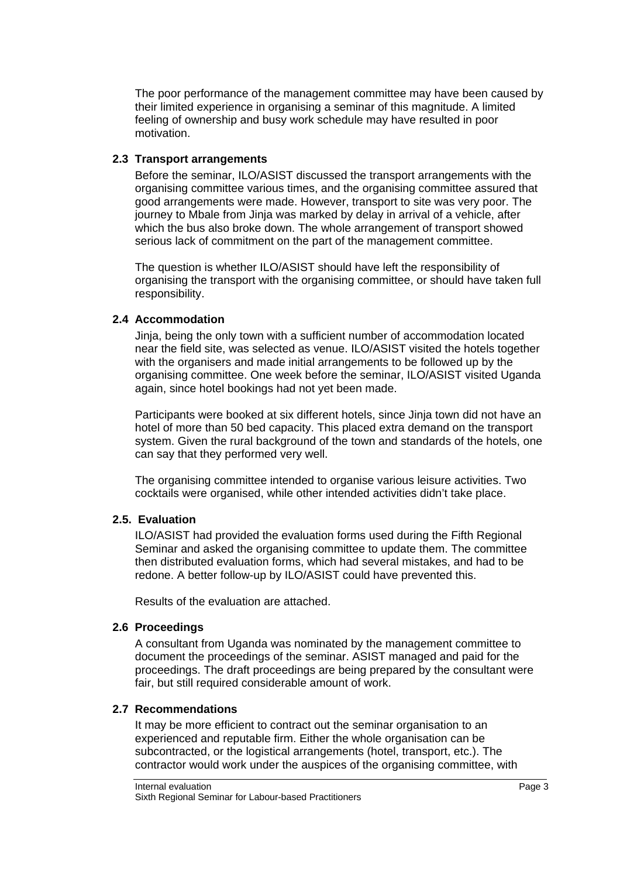The poor performance of the management committee may have been caused by their limited experience in organising a seminar of this magnitude. A limited feeling of ownership and busy work schedule may have resulted in poor motivation.

### 2.3 Transport arrangements

Before the seminar, ILO/ASIST discussed the transport arrangements with the organising committee various times, and the organising committee assured that good arrangements were made. However, transport to site was very poor. The journey to Mbale from Jinja was marked by delay in arrival of a vehicle, after which the bus also broke down. The whole arrangement of transport showed serious lack of commitment on the part of the management committee.

The question is whether ILO/ASIST should have left the responsibility of organising the transport with the organising committee, or should have taken full responsibility.

### 2.4 Accommodation

Jinja, being the only town with a sufficient number of accommodation located near the field site, was selected as venue. ILO/ASIST visited the hotels together with the organisers and made initial arrangements to be followed up by the organising committee. One week before the seminar, ILO/ASIST visited Uganda again, since hotel bookings had not yet been made.

Participants were booked at six different hotels, since Jinja town did not have an hotel of more than 50 bed capacity. This placed extra demand on the transport system. Given the rural background of the town and standards of the hotels, one can say that they performed very well.

The organising committee intended to organise various leisure activities. Two cocktails were organised, while other intended activities didn't take place.

### 2.5. Evaluation

ILO/ASIST had provided the evaluation forms used during the Fifth Regional Seminar and asked the organising committee to update them. The committee then distributed evaluation forms, which had several mistakes, and had to be redone. A better follow-up by ILO/ASIST could have prevented this.

Results of the evaluation are attached.

### 2.6 Proceedings

A consultant from Uganda was nominated by the management committee to document the proceedings of the seminar. ASIST managed and paid for the proceedings. The draft proceedings are being prepared by the consultant were fair, but still required considerable amount of work.

### 2.7 Recommendations

It may be more efficient to contract out the seminar organisation to an experienced and reputable firm. Either the whole organisation can be subcontracted, or the logistical arrangements (hotel, transport, etc.). The contractor would work under the auspices of the organising committee, with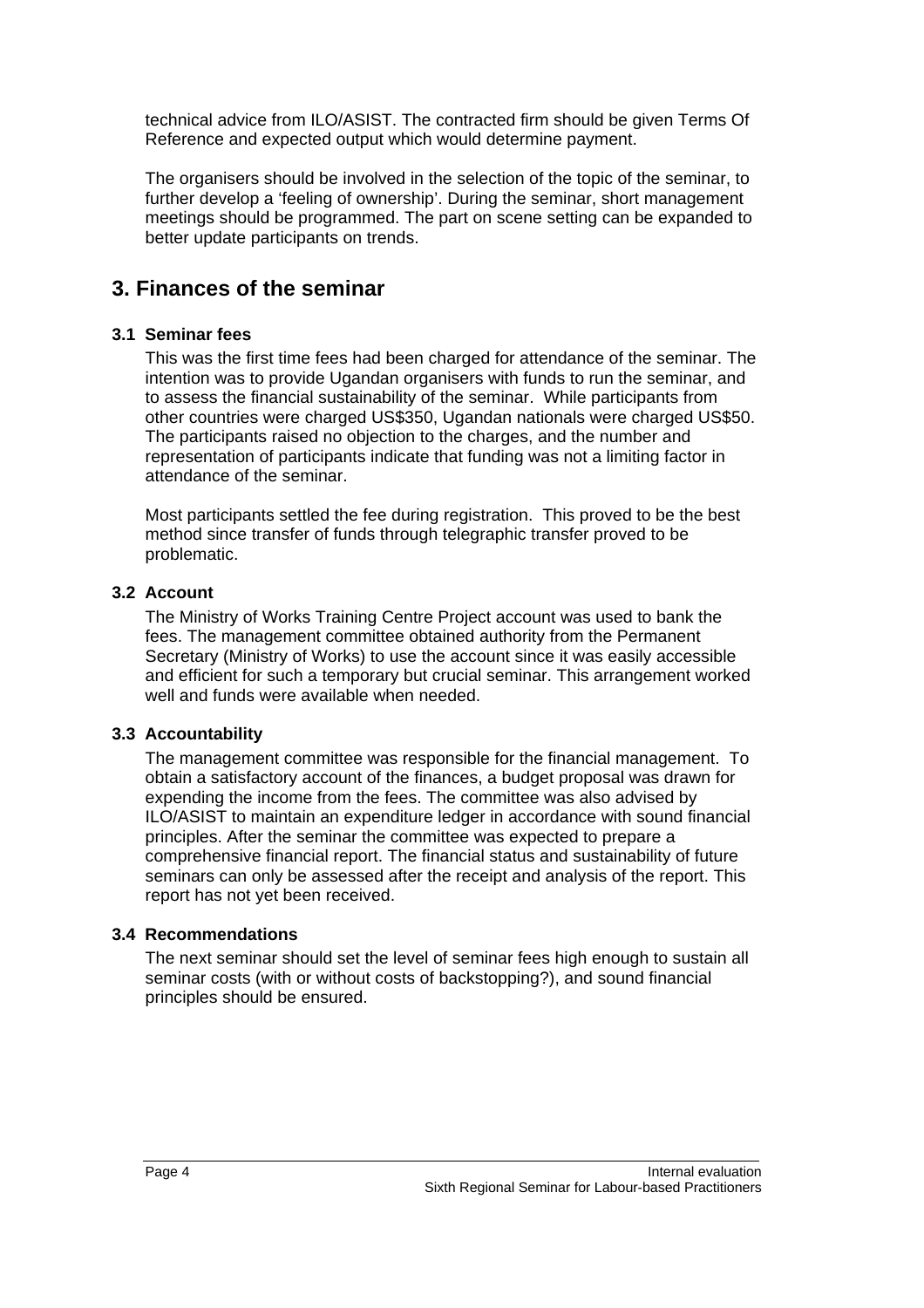technical advice from ILO/ASIST. The contracted firm should be given Terms Of Reference and expected output which would determine payment.

The organisers should be involved in the selection of the topic of the seminar, to further develop a 'feeling of ownership'. During the seminar, short management meetings should be programmed. The part on scene setting can be expanded to better update participants on trends.

## 3. Finances of the seminar

### 3.1 Seminar fees

This was the first time fees had been charged for attendance of the seminar. The intention was to provide Ugandan organisers with funds to run the seminar, and to assess the financial sustainability of the seminar. While participants from other countries were charged US$350, Ugandan nationals were charged US$50. The participants raised no objection to the charges, and the number and representation of participants indicate that funding was not a limiting factor in attendance of the seminar.

Most participants settled the fee during registration. This proved to be the best method since transfer of funds through telegraphic transfer proved to be problematic.

### 3.2 Account

The Ministry of Works Training Centre Project account was used to bank the fees. The management committee obtained authority from the Permanent Secretary (Ministry of Works) to use the account since it was easily accessible and efficient for such a temporary but crucial seminar. This arrangement worked well and funds were available when needed.

### 3.3 Accountability

The management committee was responsible for the financial management. To obtain a satisfactory account of the finances, a budget proposal was drawn for expending the income from the fees. The committee was also advised by ILO/ASIST to maintain an expenditure ledger in accordance with sound financial principles. After the seminar the committee was expected to prepare a comprehensive financial report. The financial status and sustainability of future seminars can only be assessed after the receipt and analysis of the report. This report has not yet been received.

### 3.4 Recommendations

The next seminar should set the level of seminar fees high enough to sustain all seminar costs (with or without costs of backstopping?), and sound financial principles should be ensured.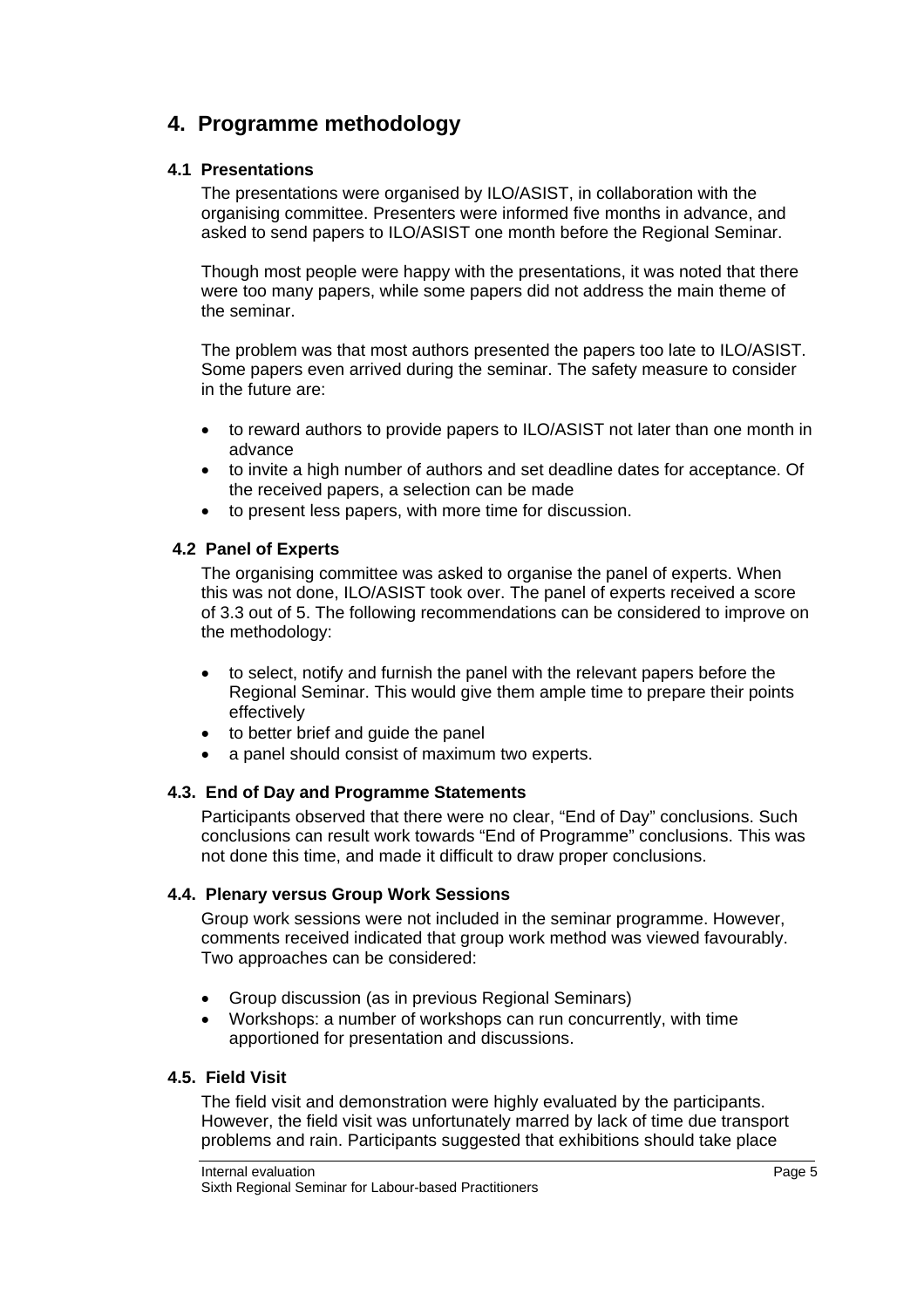# 4. Programme methodology

### 4.1 Presentations

The presentations were organised by ILO/ASIST, in collaboration with the organising committee. Presenters were informed five months in advance, and asked to send papers to ILO/ASIST one month before the Regional Seminar.

Though most people were happy with the presentations, it was noted that there were too many papers, while some papers did not address the main theme of the seminar.

The problem was that most authors presented the papers too late to ILO/ASIST. Some papers even arrived during the seminar. The safety measure to consider in the future are:

- to reward authors to provide papers to ILO/ASIST not later than one month in advance
- to invite a high number of authors and set deadline dates for acceptance. Of the received papers, a selection can be made
- to present less papers, with more time for discussion.

### 4.2 Panel of Experts

The organising committee was asked to organise the panel of experts. When this was not done, ILO/ASIST took over. The panel of experts received a score of 3.3 out of 5. The following recommendations can be considered to improve on the methodology:

- to select, notify and furnish the panel with the relevant papers before the Regional Seminar. This would give them ample time to prepare their points effectively
- to better brief and guide the panel
- a panel should consist of maximum two experts.

### 4.3. End of Day and Programme Statements

Participants observed that there were no clear, "End of Day" conclusions. Such conclusions can result work towards "End of Programme" conclusions. This was not done this time, and made it difficult to draw proper conclusions.

### 4.4. Plenary versus Group Work Sessions

Group work sessions were not included in the seminar programme. However, comments received indicated that group work method was viewed favourably. Two approaches can be considered:

- Group discussion (as in previous Regional Seminars)
- Workshops: a number of workshops can run concurrently, with time apportioned for presentation and discussions.

### 4.5. Field Visit

The field visit and demonstration were highly evaluated by the participants. However, the field visit was unfortunately marred by lack of time due transport problems and rain. Participants suggested that exhibitions should take place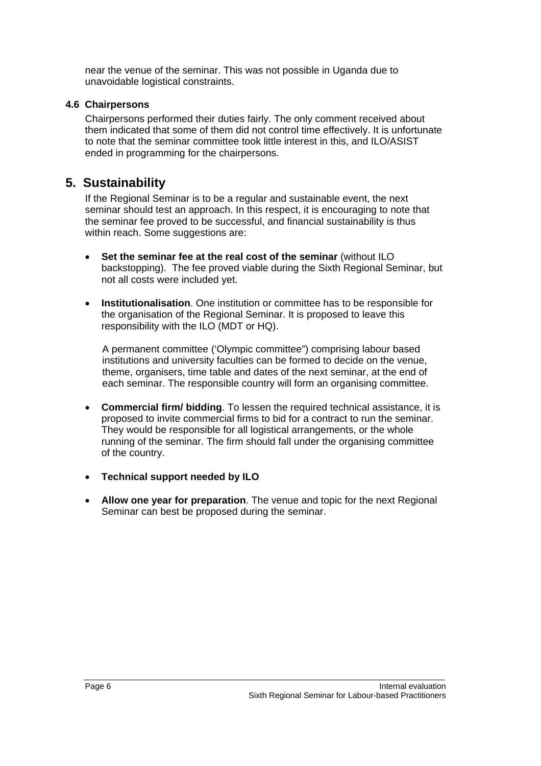near the venue of the seminar. This was not possible in Uganda due to unavoidable logistical constraints.

### 4.6 Chairpersons

Chairpersons performed their duties fairly. The only comment received about them indicated that some of them did not control time effectively. It is unfortunate to note that the seminar committee took little interest in this, and ILO/ASIST ended in programming for the chairpersons.

## 5. Sustainability

If the Regional Seminar is to be a regular and sustainable event, the next seminar should test an approach. In this respect, it is encouraging to note that the seminar fee proved to be successful, and financial sustainability is thus within reach. Some suggestions are:

- **Set the seminar fee at the real cost of the seminar** (without ILO backstopping). The fee proved viable during the Sixth Regional Seminar, but not all costs were included yet.

- **Institutionalisation**. One institution or committee has to be responsible for the organisation of the Regional Seminar. It is proposed to leave this responsibility with the ILO (MDT or HQ).

  A permanent committee ('Olympic committee") comprising labour based institutions and university faculties can be formed to decide on the venue, theme, organisers, time table and dates of the next seminar, at the end of each seminar. The responsible country will form an organising committee.

- **Commercial firm/ bidding**. To lessen the required technical assistance, it is proposed to invite commercial firms to bid for a contract to run the seminar. They would be responsible for all logistical arrangements, or the whole running of the seminar. The firm should fall under the organising committee of the country.

- **Technical support needed by ILO**

- **Allow one year for preparation**. The venue and topic for the next Regional Seminar can best be proposed during the seminar.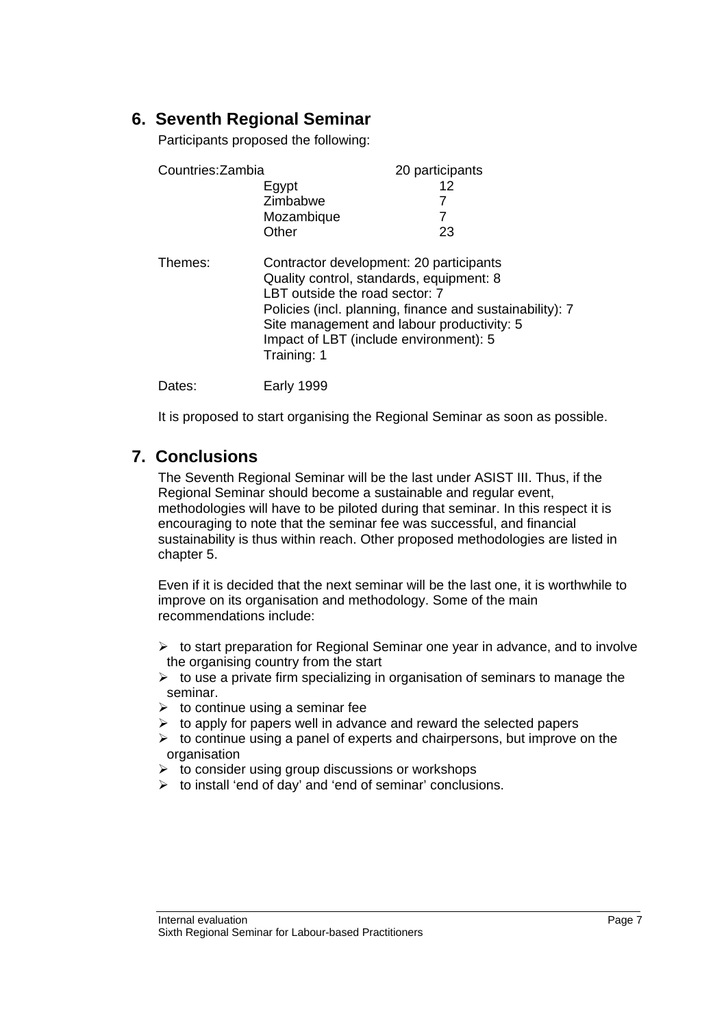## 6. Seventh Regional Seminar

Participants proposed the following:

| Countries: | | |
|---|---|---|
| | Zambia | 20 participants |
| | Egypt | 12 |
| | Zimbabwe | 7 |
| | Mozambique | 7 |
| | Other | 23 |

Themes:
- Contractor development: 20 participants
- Quality control, standards, equipment: 8
- LBT outside the road sector: 7
- Policies (incl. planning, finance and sustainability): 7
- Site management and labour productivity: 5
- Impact of LBT (include environment): 5
- Training: 1

Dates: Early 1999

It is proposed to start organising the Regional Seminar as soon as possible.

## 7. Conclusions

The Seventh Regional Seminar will be the last under ASIST III. Thus, if the Regional Seminar should become a sustainable and regular event, methodologies will have to be piloted during that seminar. In this respect it is encouraging to note that the seminar fee was successful, and financial sustainability is thus within reach. Other proposed methodologies are listed in chapter 5.

Even if it is decided that the next seminar will be the last one, it is worthwhile to improve on its organisation and methodology. Some of the main recommendations include:

- to start preparation for Regional Seminar one year in advance, and to involve the organising country from the start
- to use a private firm specializing in organisation of seminars to manage the seminar.
- to continue using a seminar fee
- to apply for papers well in advance and reward the selected papers
- to continue using a panel of experts and chairpersons, but improve on the organisation
- to consider using group discussions or workshops
- to install 'end of day' and 'end of seminar' conclusions.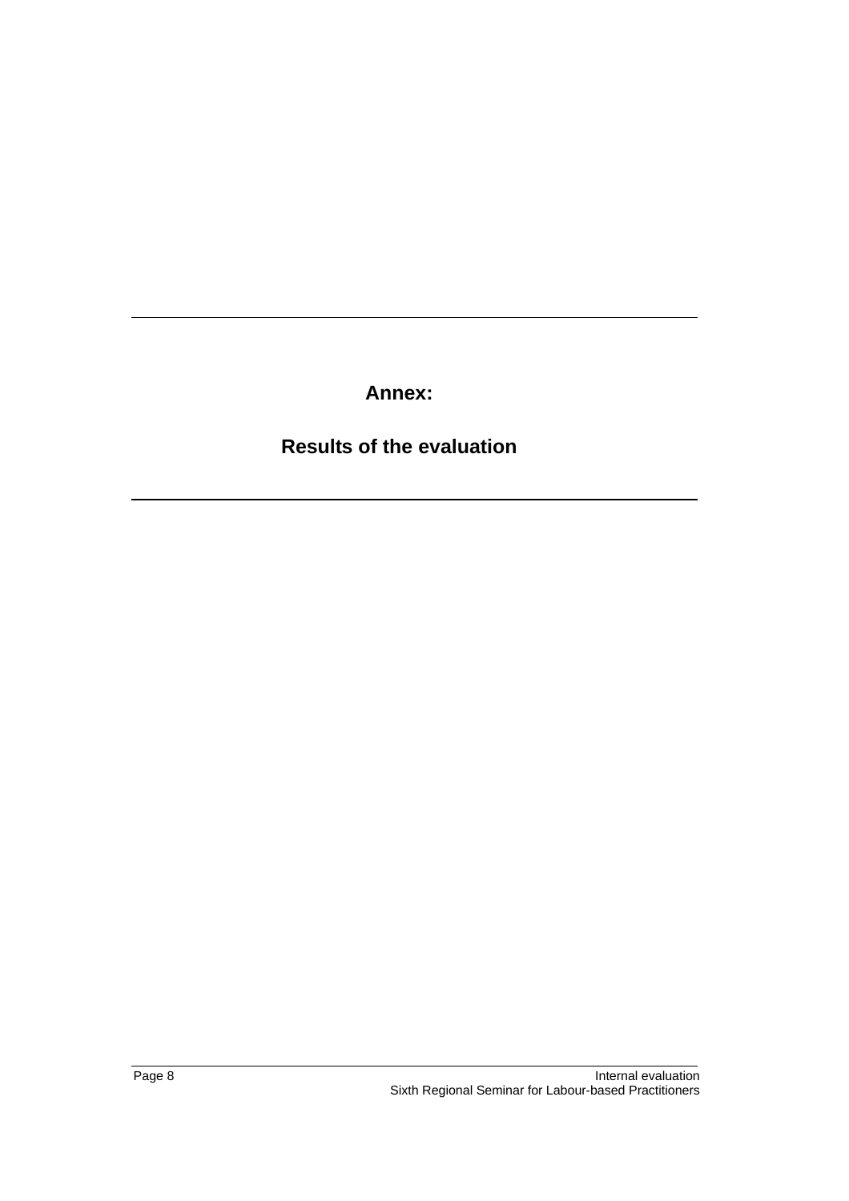# Annex:

# Results of the evaluation